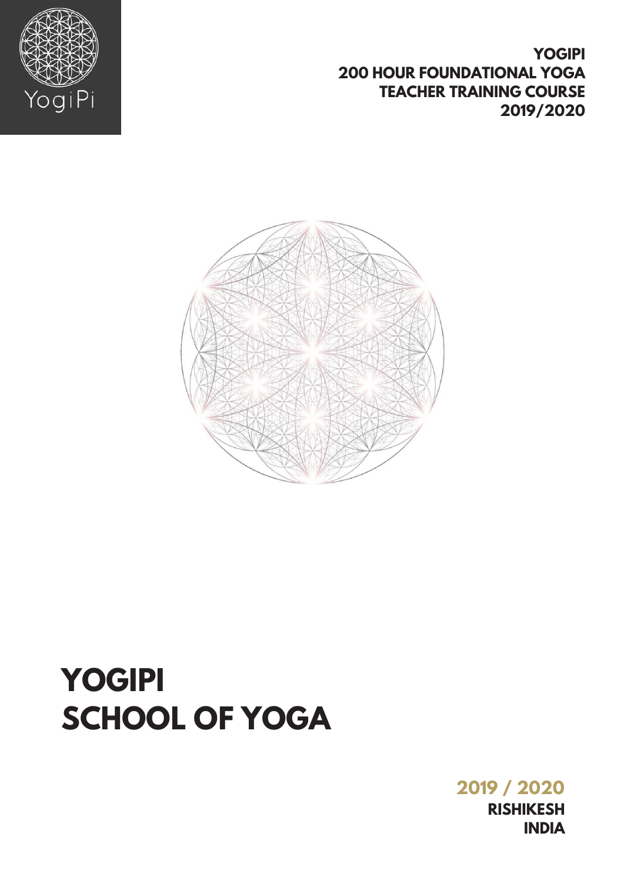YogiPi

**YOGIPI**
**200 HOUR FOUNDATIONAL YOGA TEACHER TRAINING COURSE**
**2019/2020**

# YOGIPI SCHOOL OF YOGA

**2019 / 2020**
**RISHIKESH**
**INDIA**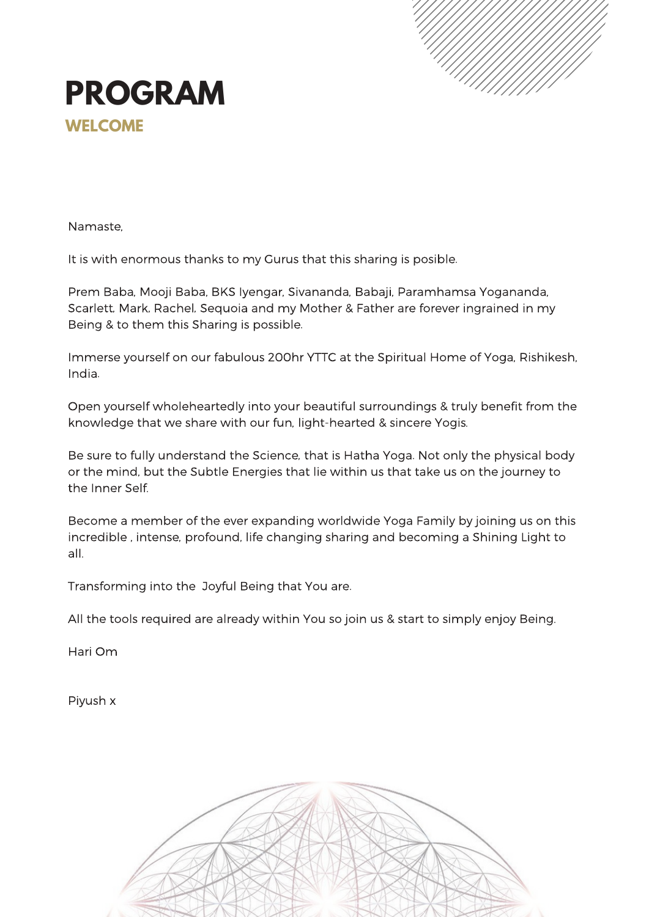# PROGRAM

## WELCOME

Namaste,

It is with enormous thanks to my Gurus that this sharing is posible.

Prem Baba, Mooji Baba, BKS Iyengar, Sivananda, Babaji, Paramhamsa Yogananda, Scarlett, Mark, Rachel, Sequoia and my Mother & Father are forever ingrained in my Being & to them this Sharing is possible.

Immerse yourself on our fabulous 200hr YTTC at the Spiritual Home of Yoga, Rishikesh, India.

Open yourself wholeheartedly into your beautiful surroundings & truly benefit from the knowledge that we share with our fun, light-hearted & sincere Yogis.

Be sure to fully understand the Science, that is Hatha Yoga. Not only the physical body or the mind, but the Subtle Energies that lie within us that take us on the journey to the Inner Self.

Become a member of the ever expanding worldwide Yoga Family by joining us on this incredible , intense, profound, life changing sharing and becoming a Shining Light to all.

Transforming into the Joyful Being that You are.

All the tools required are already within You so join us & start to simply enjoy Being.

Hari Om

Piyush x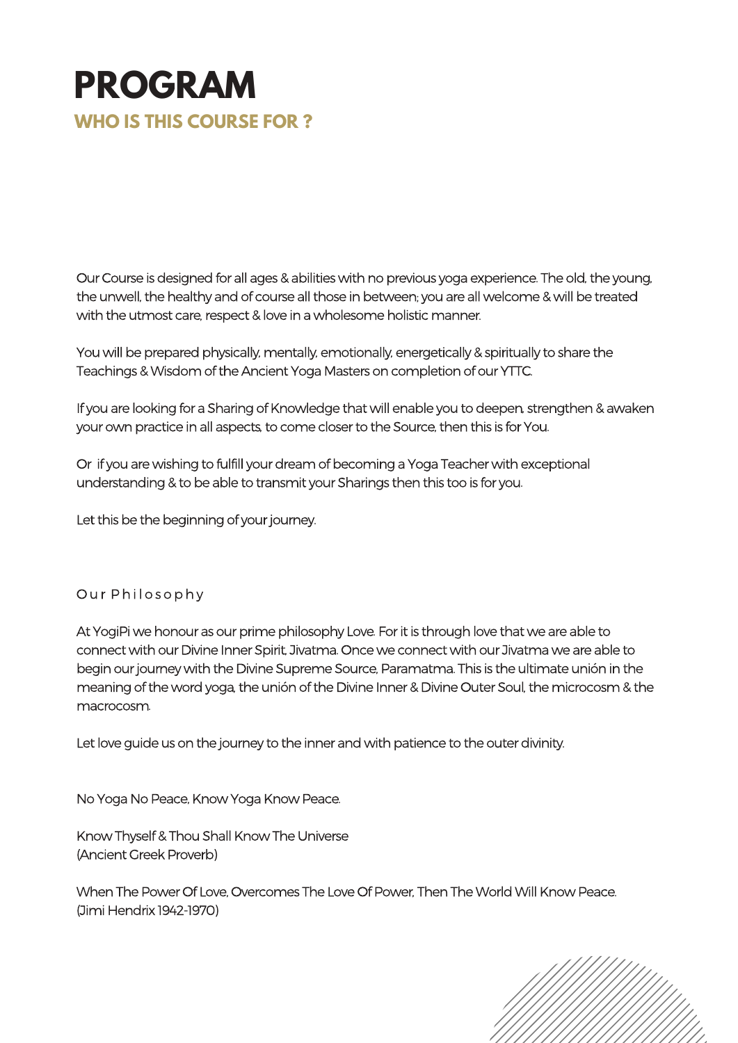# PROGRAM

## WHO IS THIS COURSE FOR ?

Our Course is designed for all ages & abilities with no previous yoga experience. The old, the young, the unwell, the healthy and of course all those in between; you are all welcome & will be treated with the utmost care, respect & love in a wholesome holistic manner.

You will be prepared physically, mentally, emotionally, energetically & spiritually to share the Teachings & Wisdom of the Ancient Yoga Masters on completion of our YTTC.

If you are looking for a Sharing of Knowledge that will enable you to deepen, strengthen & awaken your own practice in all aspects, to come closer to the Source, then this is for You.

Or if you are wishing to fulfill your dream of becoming a Yoga Teacher with exceptional understanding & to be able to transmit your Sharings then this too is for you.

Let this be the beginning of your journey.

### Our Philosophy

At YogiPi we honour as our prime philosophy Love. For it is through love that we are able to connect with our Divine Inner Spirit, Jivatma. Once we connect with our Jivatma we are able to begin our journey with the Divine Supreme Source, Paramatma. This is the ultimate unión in the meaning of the word yoga, the unión of the Divine Inner & Divine Outer Soul, the microcosm & the macrocosm.

Let love guide us on the journey to the inner and with patience to the outer divinity.

No Yoga No Peace, Know Yoga Know Peace.

Know Thyself & Thou Shall Know The Universe
(Ancient Greek Proverb)

When The Power Of Love, Overcomes The Love Of Power, Then The World Will Know Peace.
(Jimi Hendrix 1942-1970)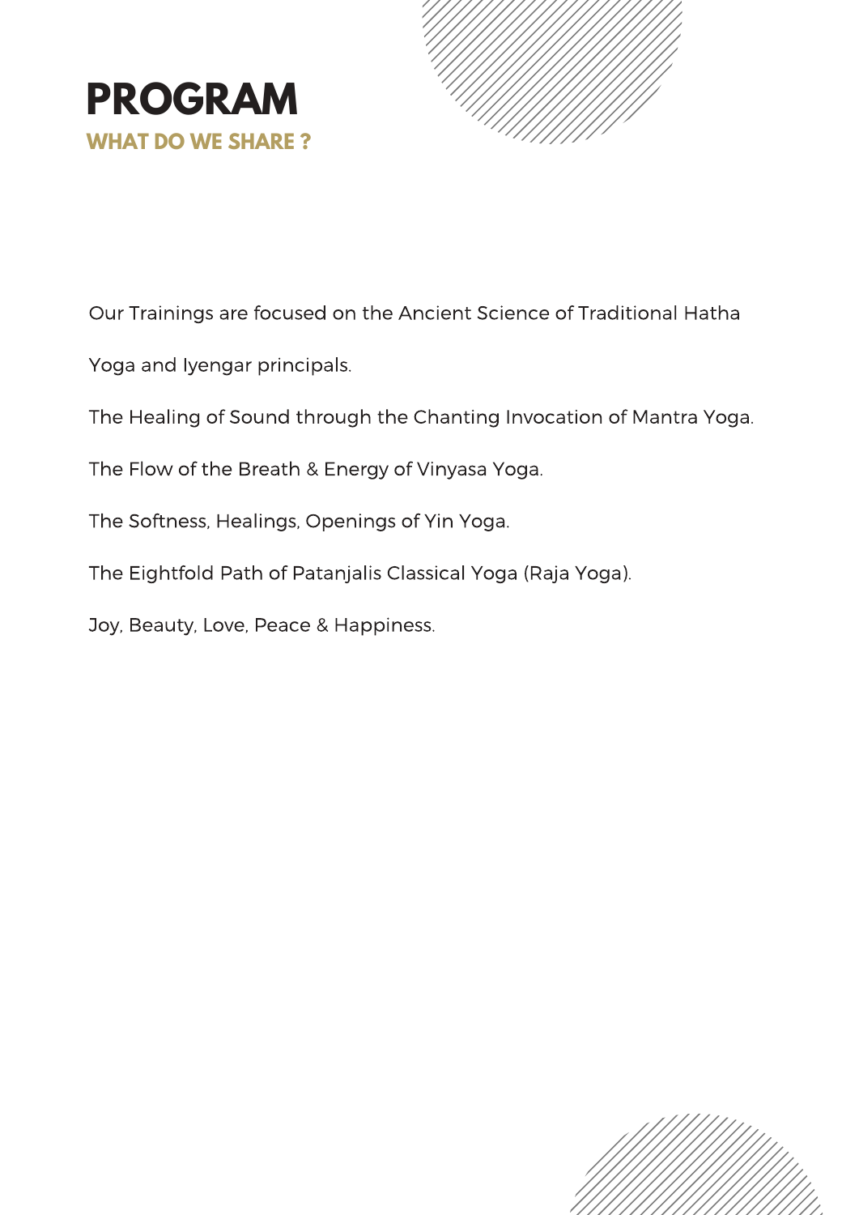# PROGRAM

## WHAT DO WE SHARE ?

Our Trainings are focused on the Ancient Science of Traditional Hatha Yoga and Iyengar principals.

The Healing of Sound through the Chanting Invocation of Mantra Yoga.

The Flow of the Breath & Energy of Vinyasa Yoga.

The Softness, Healings, Openings of Yin Yoga.

The Eightfold Path of Patanjalis Classical Yoga (Raja Yoga).

Joy, Beauty, Love, Peace & Happiness.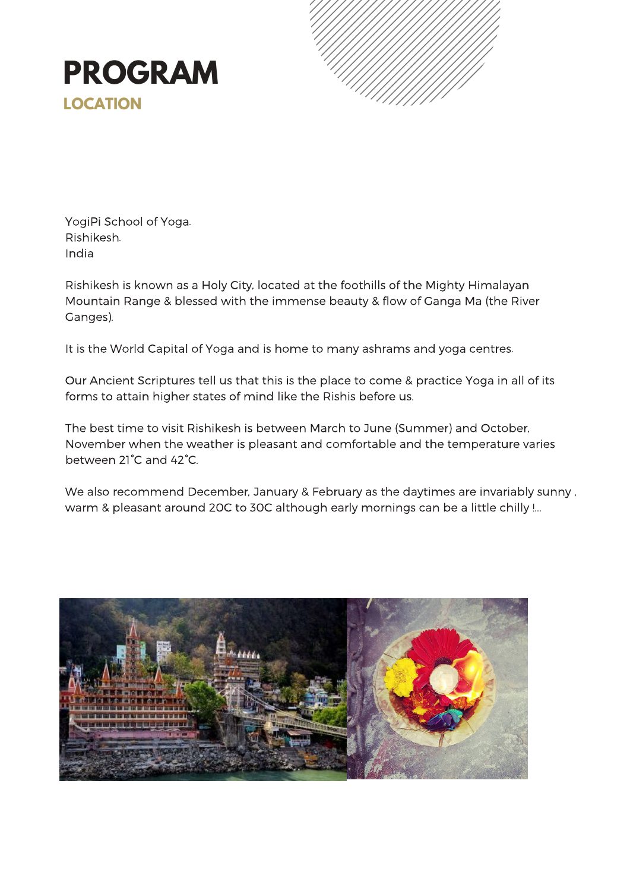# PROGRAM
## LOCATION

YogiPi School of Yoga.
Rishikesh.
India

Rishikesh is known as a Holy City, located at the foothills of the Mighty Himalayan Mountain Range & blessed with the immense beauty & flow of Ganga Ma (the River Ganges).

It is the World Capital of Yoga and is home to many ashrams and yoga centres.

Our Ancient Scriptures tell us that this is the place to come & practice Yoga in all of its forms to attain higher states of mind like the Rishis before us.

The best time to visit Rishikesh is between March to June (Summer) and October, November when the weather is pleasant and comfortable and the temperature varies between 21˚C and 42˚C.

We also recommend December, January & February as the daytimes are invariably sunny , warm & pleasant around 20C to 30C although early mornings can be a little chilly !...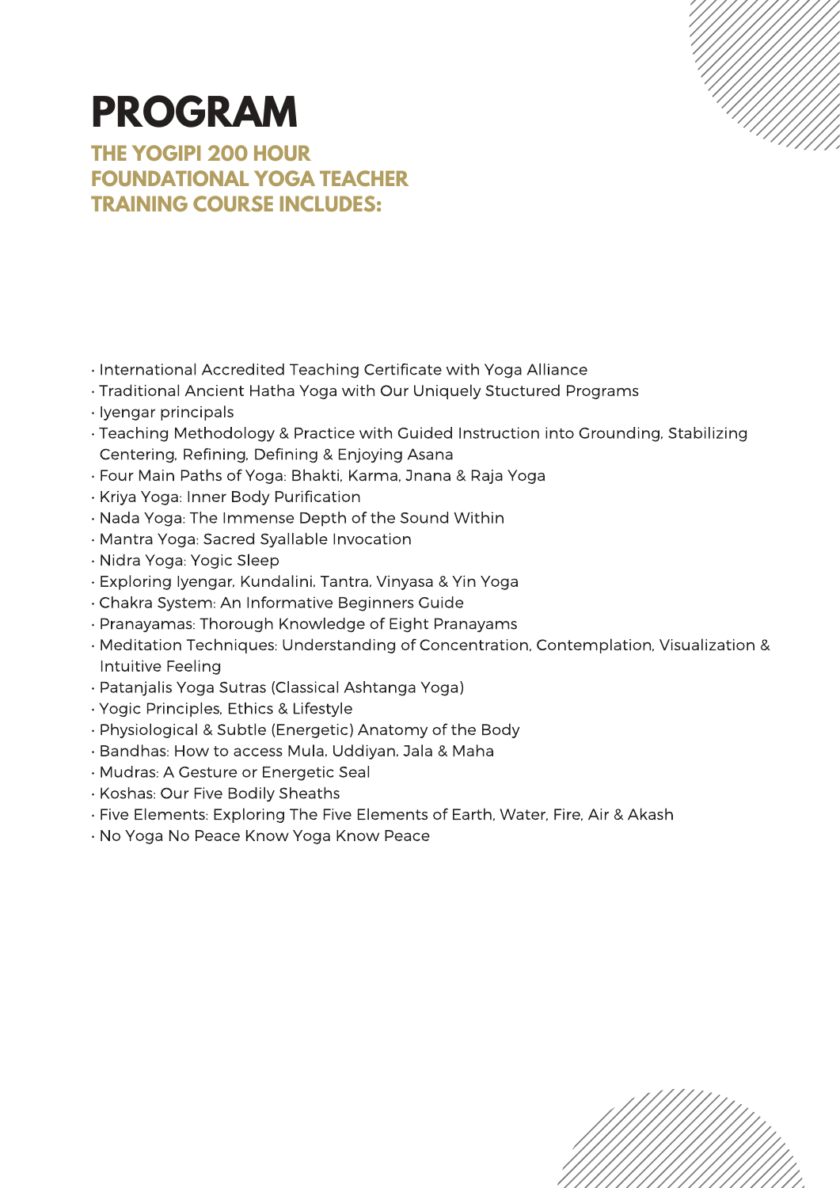# PROGRAM

## THE YOGIPI 200 HOUR FOUNDATIONAL YOGA TEACHER TRAINING COURSE INCLUDES:

- International Accredited Teaching Certificate with Yoga Alliance
- Traditional Ancient Hatha Yoga with Our Uniquely Stuctured Programs
- Iyengar principals
- Teaching Methodology & Practice with Guided Instruction into Grounding, Stabilizing Centering, Refining, Defining & Enjoying Asana
- Four Main Paths of Yoga: Bhakti, Karma, Jnana & Raja Yoga
- Kriya Yoga: Inner Body Purification
- Nada Yoga: The Immense Depth of the Sound Within
- Mantra Yoga: Sacred Syallable Invocation
- Nidra Yoga: Yogic Sleep
- Exploring Iyengar, Kundalini, Tantra, Vinyasa & Yin Yoga
- Chakra System: An Informative Beginners Guide
- Pranayamas: Thorough Knowledge of Eight Pranayams
- Meditation Techniques: Understanding of Concentration, Contemplation, Visualization & Intuitive Feeling
- Patanjalis Yoga Sutras (Classical Ashtanga Yoga)
- Yogic Principles, Ethics & Lifestyle
- Physiological & Subtle (Energetic) Anatomy of the Body
- Bandhas: How to access Mula, Uddiyan, Jala & Maha
- Mudras: A Gesture or Energetic Seal
- Koshas: Our Five Bodily Sheaths
- Five Elements: Exploring The Five Elements of Earth, Water, Fire, Air & Akash
- No Yoga No Peace Know Yoga Know Peace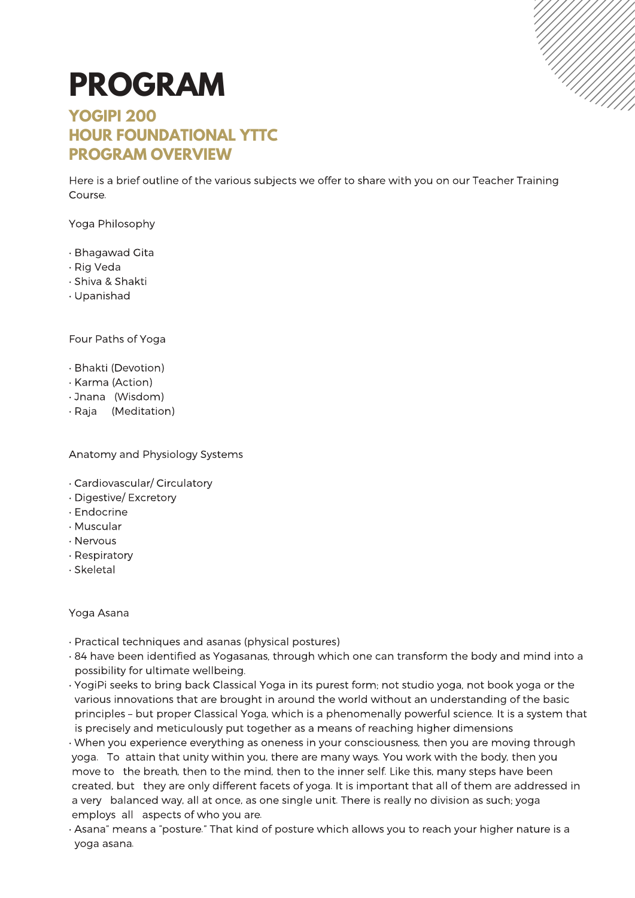# PROGRAM

## YOGIPI 200 HOUR FOUNDATIONAL YTTC PROGRAM OVERVIEW

Here is a brief outline of the various subjects we offer to share with you on our Teacher Training Course.

Yoga Philosophy

- Bhagawad Gita
- Rig Veda
- Shiva & Shakti
- Upanishad

Four Paths of Yoga

- Bhakti (Devotion)
- Karma (Action)
- Jnana (Wisdom)
- Raja (Meditation)

Anatomy and Physiology Systems

- Cardiovascular/ Circulatory
- Digestive/ Excretory
- Endocrine
- Muscular
- Nervous
- Respiratory
- Skeletal

Yoga Asana

- Practical techniques and asanas (physical postures)
- 84 have been identified as Yogasanas, through which one can transform the body and mind into a possibility for ultimate wellbeing.
- YogiPi seeks to bring back Classical Yoga in its purest form; not studio yoga, not book yoga or the various innovations that are brought in around the world without an understanding of the basic principles – but proper Classical Yoga, which is a phenomenally powerful science. It is a system that is precisely and meticulously put together as a means of reaching higher dimensions
- When you experience everything as oneness in your consciousness, then you are moving through yoga. To attain that unity within you, there are many ways. You work with the body, then you move to the breath, then to the mind, then to the inner self. Like this, many steps have been created, but they are only different facets of yoga. It is important that all of them are addressed in a very balanced way, all at once, as one single unit. There is really no division as such; yoga employs all aspects of who you are.
- Asana" means a "posture." That kind of posture which allows you to reach your higher nature is a yoga asana.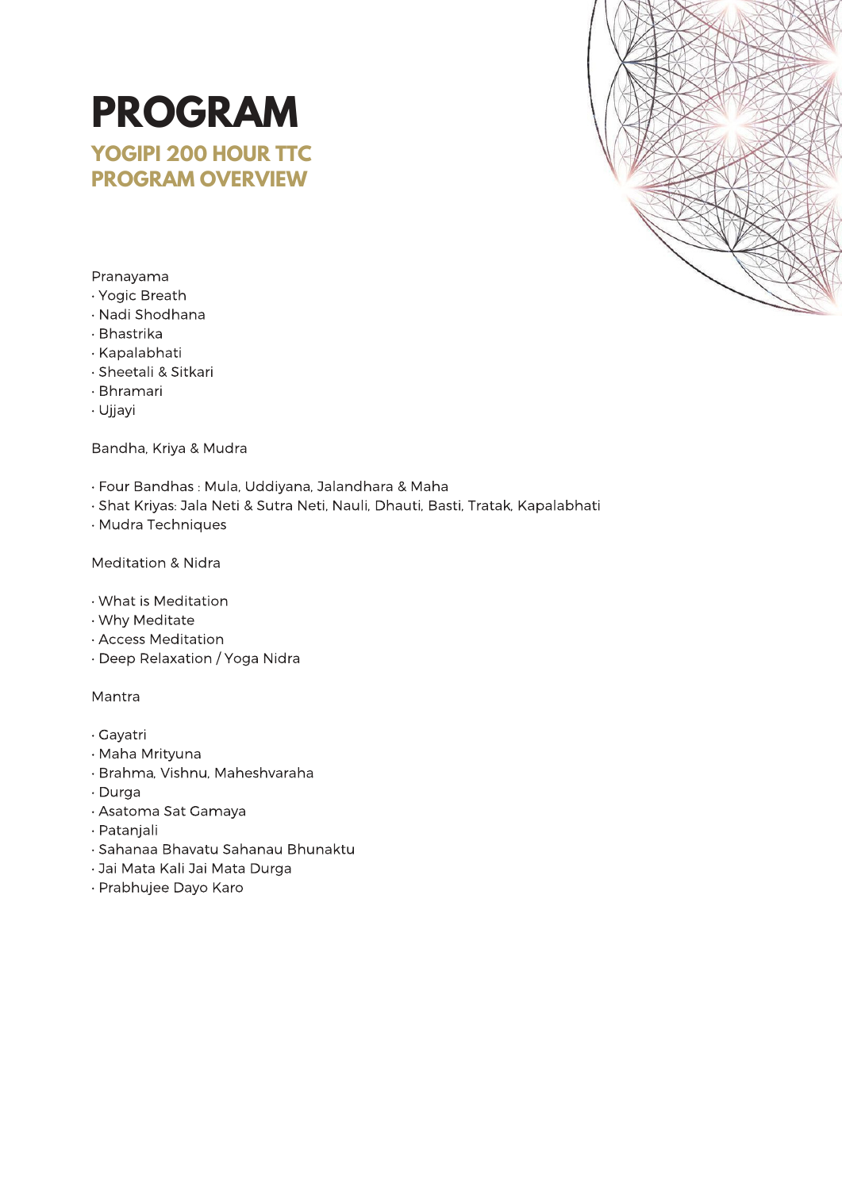# PROGRAM

## YOGIPI 200 HOUR TTC PROGRAM OVERVIEW

Pranayama

- Yogic Breath
- Nadi Shodhana
- Bhastrika
- Kapalabhati
- Sheetali & Sitkari
- Bhramari
- Ujjayi

Bandha, Kriya & Mudra

- Four Bandhas : Mula, Uddiyana, Jalandhara & Maha
- Shat Kriyas: Jala Neti & Sutra Neti, Nauli, Dhauti, Basti, Tratak, Kapalabhati
- Mudra Techniques

Meditation & Nidra

- What is Meditation
- Why Meditate
- Access Meditation
- Deep Relaxation / Yoga Nidra

Mantra

- Gayatri
- Maha Mrityuna
- Brahma, Vishnu, Maheshvaraha
- Durga
- Asatoma Sat Gamaya
- Patanjali
- Sahanaa Bhavatu Sahanau Bhunaktu
- Jai Mata Kali Jai Mata Durga
- Prabhujee Dayo Karo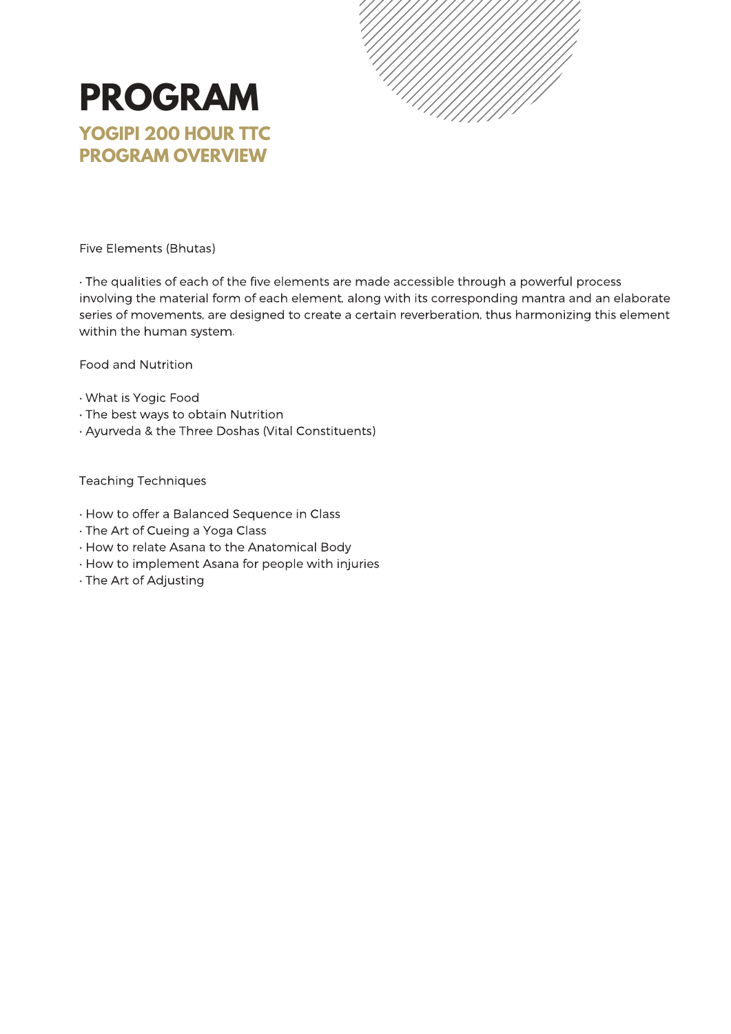# PROGRAM

## YOGIPI 200 HOUR TTC PROGRAM OVERVIEW

Five Elements (Bhutas)

· The qualities of each of the five elements are made accessible through a powerful process involving the material form of each element, along with its corresponding mantra and an elaborate series of movements, are designed to create a certain reverberation, thus harmonizing this element within the human system.

Food and Nutrition

· What is Yogic Food
· The best ways to obtain Nutrition
· Ayurveda & the Three Doshas (Vital Constituents)

Teaching Techniques

· How to offer a Balanced Sequence in Class
· The Art of Cueing a Yoga Class
· How to relate Asana to the Anatomical Body
· How to implement Asana for people with injuries
· The Art of Adjusting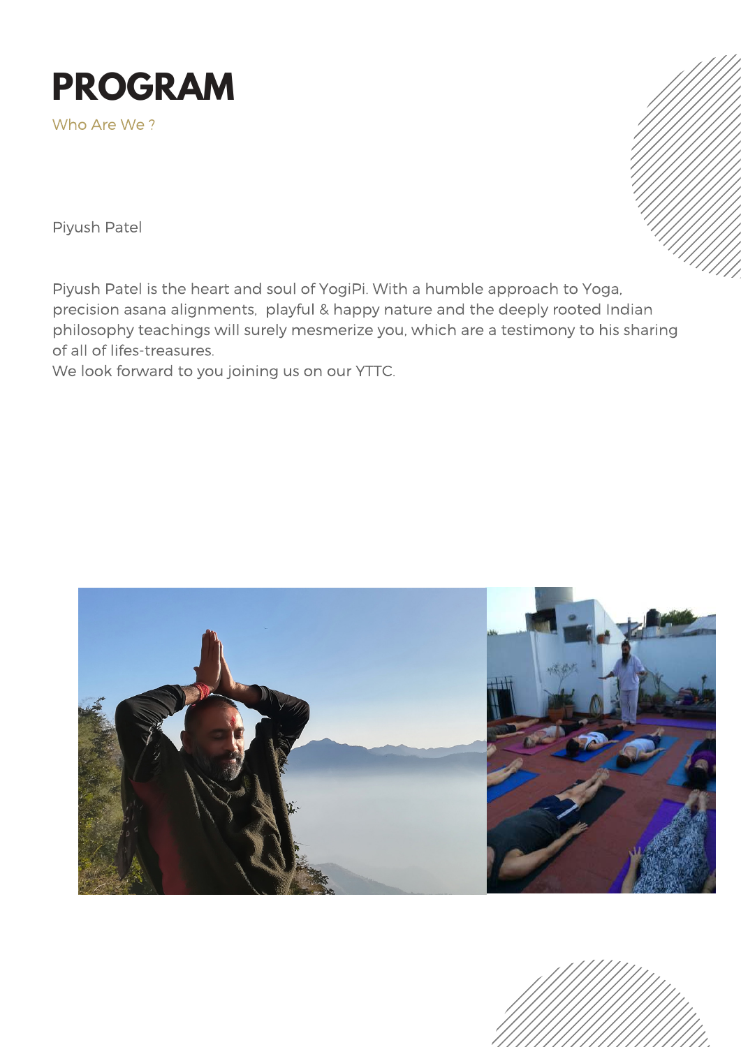# PROGRAM

Who Are We ?

Piyush Patel

Piyush Patel is the heart and soul of YogiPi. With a humble approach to Yoga, precision asana alignments, playful & happy nature and the deeply rooted Indian philosophy teachings will surely mesmerize you, which are a testimony to his sharing of all of lifes-treasures.
We look forward to you joining us on our YTTC.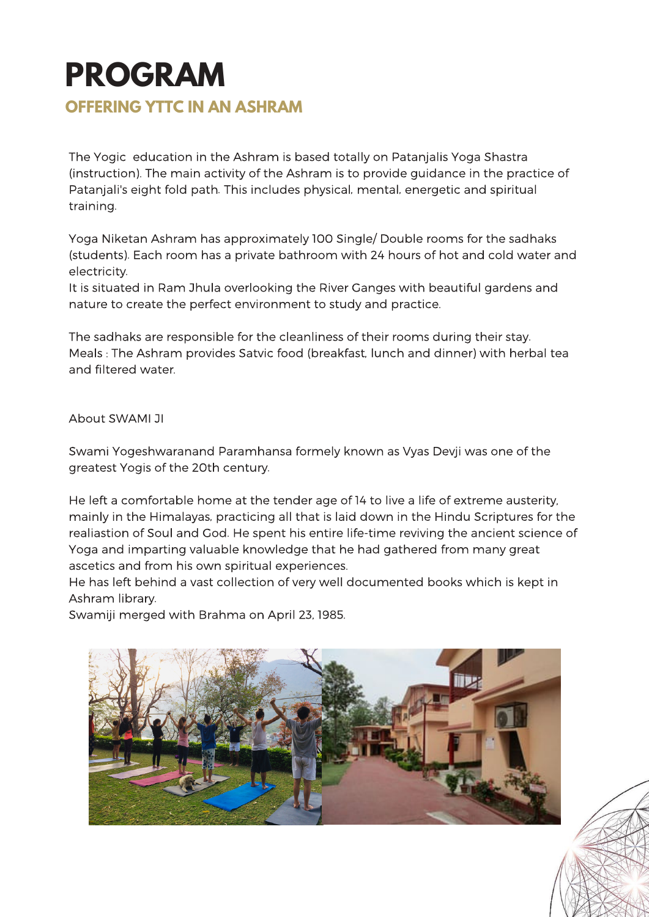# PROGRAM

## OFFERING YTTC IN AN ASHRAM

The Yogic education in the Ashram is based totally on Patanjalis Yoga Shastra (instruction). The main activity of the Ashram is to provide guidance in the practice of Patanjali's eight fold path. This includes physical, mental, energetic and spiritual training.

Yoga Niketan Ashram has approximately 100 Single/ Double rooms for the sadhaks (students). Each room has a private bathroom with 24 hours of hot and cold water and electricity.
It is situated in Ram Jhula overlooking the River Ganges with beautiful gardens and nature to create the perfect environment to study and practice.

The sadhaks are responsible for the cleanliness of their rooms during their stay.
Meals : The Ashram provides Satvic food (breakfast, lunch and dinner) with herbal tea and filtered water.

About SWAMI JI

Swami Yogeshwaranand Paramhansa formely known as Vyas Devji was one of the greatest Yogis of the 20th century.

He left a comfortable home at the tender age of 14 to live a life of extreme austerity, mainly in the Himalayas, practicing all that is laid down in the Hindu Scriptures for the realiastion of Soul and God. He spent his entire life-time reviving the ancient science of Yoga and imparting valuable knowledge that he had gathered from many great ascetics and from his own spiritual experiences.
He has left behind a vast collection of very well documented books which is kept in Ashram library.
Swamiji merged with Brahma on April 23, 1985.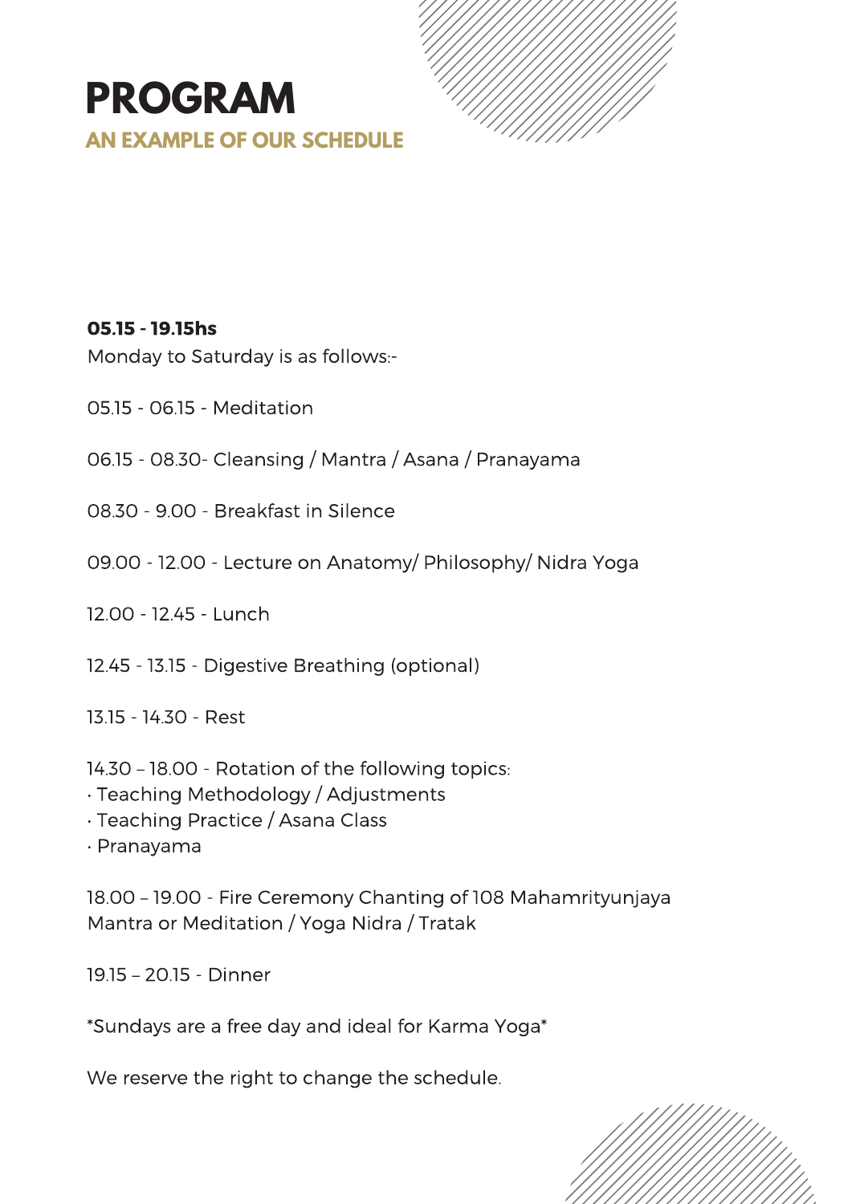# PROGRAM

## AN EXAMPLE OF OUR SCHEDULE

**05.15 - 19.15hs**

Monday to Saturday is as follows:-

05.15 - 06.15 - Meditation

06.15 - 08.30- Cleansing / Mantra / Asana / Pranayama

08.30 - 9.00 - Breakfast in Silence

09.00 - 12.00 - Lecture on Anatomy/ Philosophy/ Nidra Yoga

12.00 - 12.45 - Lunch

12.45 - 13.15 - Digestive Breathing (optional)

13.15 - 14.30 - Rest

14.30 – 18.00 - Rotation of the following topics:
· Teaching Methodology / Adjustments
· Teaching Practice / Asana Class
· Pranayama

18.00 – 19.00 - Fire Ceremony Chanting of 108 Mahamrityunjaya Mantra or Meditation / Yoga Nidra / Tratak

19.15 – 20.15 - Dinner

*Sundays are a free day and ideal for Karma Yoga*

We reserve the right to change the schedule.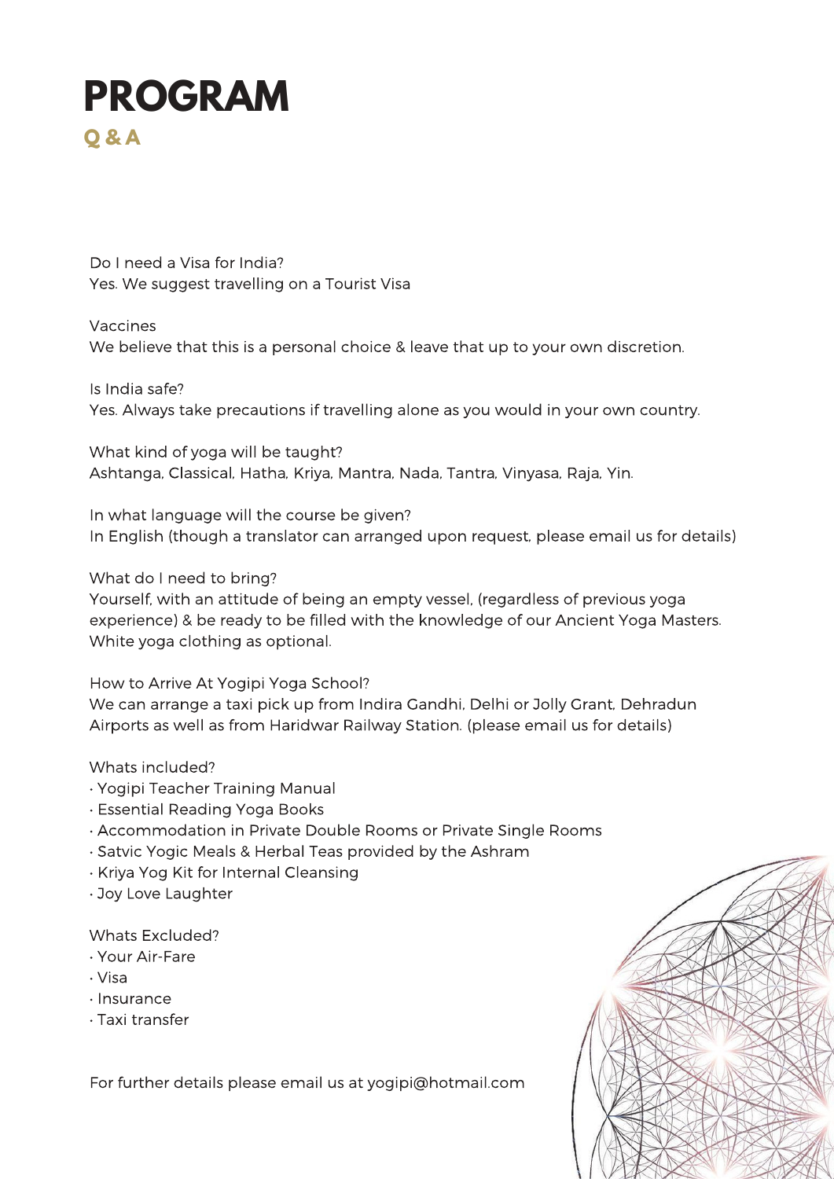# PROGRAM

## Q & A

Do I need a Visa for India?
Yes. We suggest travelling on a Tourist Visa

Vaccines
We believe that this is a personal choice & leave that up to your own discretion.

Is India safe?
Yes. Always take precautions if travelling alone as you would in your own country.

What kind of yoga will be taught?
Ashtanga, Classical, Hatha, Kriya, Mantra, Nada, Tantra, Vinyasa, Raja, Yin.

In what language will the course be given?
In English (though a translator can arranged upon request, please email us for details)

What do I need to bring?
Yourself, with an attitude of being an empty vessel, (regardless of previous yoga experience) & be ready to be filled with the knowledge of our Ancient Yoga Masters. White yoga clothing as optional.

How to Arrive At Yogipi Yoga School?
We can arrange a taxi pick up from Indira Gandhi, Delhi or Jolly Grant, Dehradun Airports as well as from Haridwar Railway Station. (please email us for details)

Whats included?

- Yogipi Teacher Training Manual
- Essential Reading Yoga Books
- Accommodation in Private Double Rooms or Private Single Rooms
- Satvic Yogic Meals & Herbal Teas provided by the Ashram
- Kriya Yog Kit for Internal Cleansing
- Joy Love Laughter

Whats Excluded?

- Your Air-Fare
- Visa
- Insurance
- Taxi transfer

For further details please email us at yogipi@hotmail.com